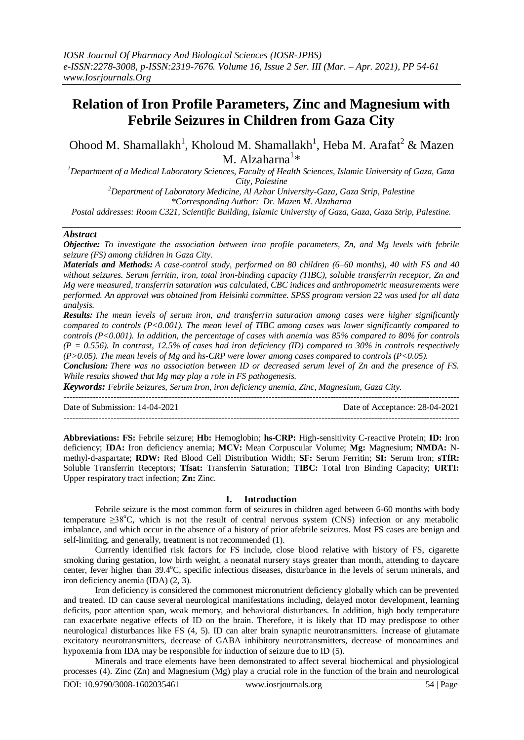# Relation of Iron Profile Parameters, Zinc and Magnesium with Febrile Seizures in Children from Gaza City

Ohood M. Shamallakh[1], Kholoud M. Shamallakh[1], Heba M. Arafat[2] & Mazen M. Alzaharna[1]*

[1]Department of a Medical Laboratory Sciences, Faculty of Health Sciences, Islamic University of Gaza, Gaza City, Palestine

[2]Department of Laboratory Medicine, Al Azhar University-Gaza, Gaza Strip, Palestine

*Corresponding Author: Dr. Mazen M. Alzaharna

Postal addresses: Room C321, Scientific Building, Islamic University of Gaza, Gaza, Gaza Strip, Palestine.

## Abstract

***Objective:*** *To investigate the association between iron profile parameters, Zn, and Mg levels with febrile seizure (FS) among children in Gaza City.*

***Materials and Methods:*** *A case-control study, performed on 80 children (6–60 months), 40 with FS and 40 without seizures. Serum ferritin, iron, total iron-binding capacity (TIBC), soluble transferrin receptor, Zn and Mg were measured, transferrin saturation was calculated, CBC indices and anthropometric measurements were performed. An approval was obtained from Helsinki committee. SPSS program version 22 was used for all data analysis.*

***Results:*** *The mean levels of serum iron, and transferrin saturation among cases were higher significantly compared to controls ($P<0.001$). The mean level of TIBC among cases was lower significantly compared to controls ($P<0.001$). In addition, the percentage of cases with anemia was 85% compared to 80% for controls ($P = 0.556$). In contrast, 12.5% of cases had iron deficiency (ID) compared to 30% in controls respectively ($P>0.05$). The mean levels of Mg and hs-CRP were lower among cases compared to controls ($P<0.05$).*

***Conclusion:*** *There was no association between ID or decreased serum level of Zn and the presence of FS. While results showed that Mg may play a role in FS pathogenesis.*

***Keywords:*** *Febrile Seizures, Serum Iron, iron deficiency anemia, Zinc, Magnesium, Gaza City.*

---

Date of Submission: 14-04-2021 | Date of Acceptance: 28-04-2021

---

**Abbreviations: FS:** Febrile seizure; **Hb:** Hemoglobin; **hs-CRP:** High-sensitivity C-reactive Protein; **ID:** Iron deficiency; **IDA:** Iron deficiency anemia; **MCV:** Mean Corpuscular Volume; **Mg:** Magnesium; **NMDA:** N-methyl-d-aspartate; **RDW:** Red Blood Cell Distribution Width; **SF:** Serum Ferritin; **SI:** Serum Iron; **sTfR:** Soluble Transferrin Receptors; **Tfsat:** Transferrin Saturation; **TIBC:** Total Iron Binding Capacity; **URTI:** Upper respiratory tract infection; **Zn:** Zinc.

## I. Introduction

Febrile seizure is the most common form of seizures in children aged between 6-60 months with body temperature ≥38°C, which is not the result of central nervous system (CNS) infection or any metabolic imbalance, and which occur in the absence of a history of prior afebrile seizures. Most FS cases are benign and self-limiting, and generally, treatment is not recommended (1).

Currently identified risk factors for FS include, close blood relative with history of FS, cigarette smoking during gestation, low birth weight, a neonatal nursery stays greater than month, attending to daycare center, fever higher than 39.4°C, specific infectious diseases, disturbance in the levels of serum minerals, and iron deficiency anemia (IDA) (2, 3).

Iron deficiency is considered the commonest micronutrient deficiency globally which can be prevented and treated. ID can cause several neurological manifestations including, delayed motor development, learning deficits, poor attention span, weak memory, and behavioral disturbances. In addition, high body temperature can exacerbate negative effects of ID on the brain. Therefore, it is likely that ID may predispose to other neurological disturbances like FS (4, 5). ID can alter brain synaptic neurotransmitters. Increase of glutamate excitatory neurotransmitters, decrease of GABA inhibitory neurotransmitters, decrease of monoamines and hypoxemia from IDA may be responsible for induction of seizure due to ID (5).

Minerals and trace elements have been demonstrated to affect several biochemical and physiological processes (4). Zinc (Zn) and Magnesium (Mg) play a crucial role in the function of the brain and neurological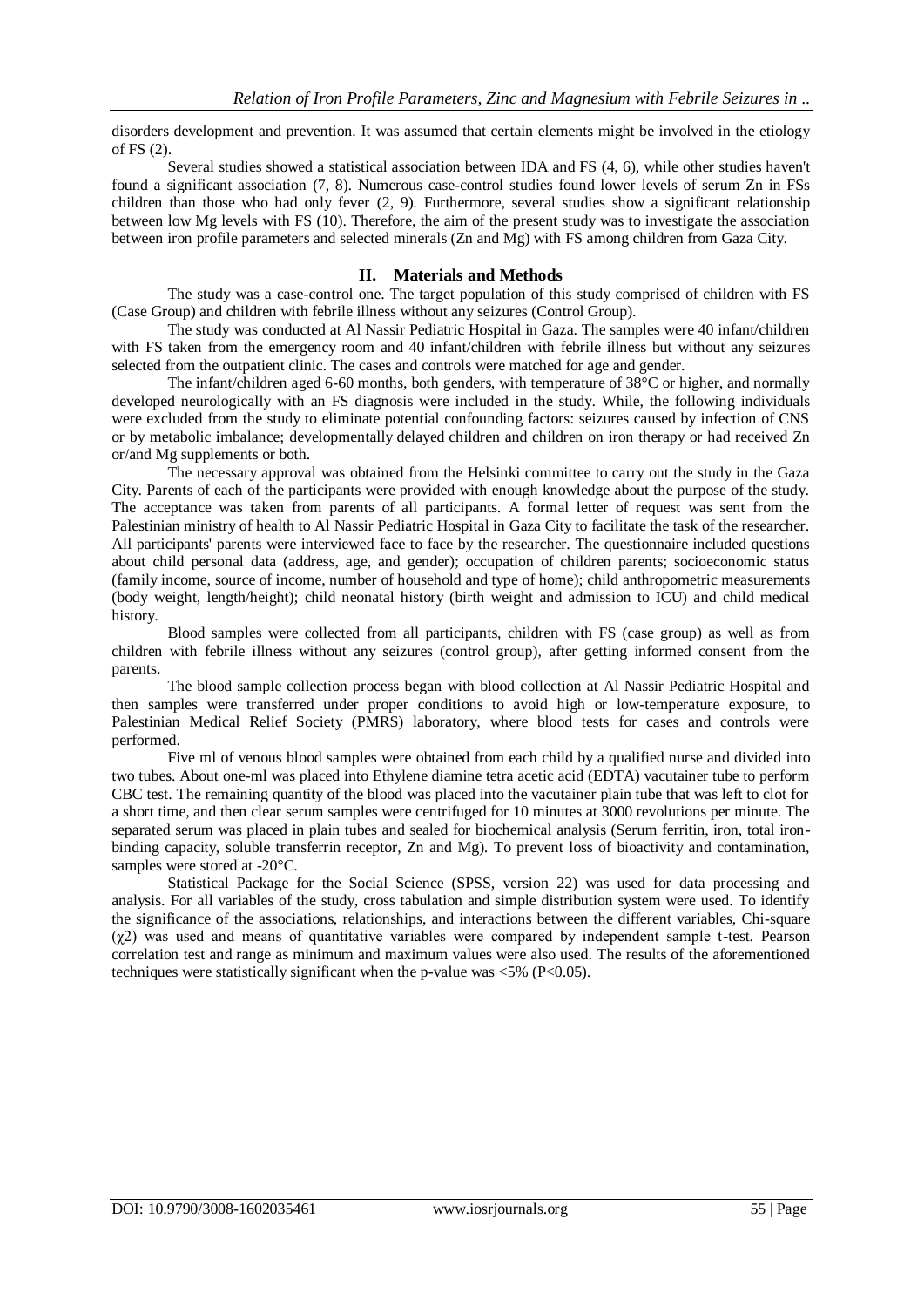disorders development and prevention. It was assumed that certain elements might be involved in the etiology of FS (2).

Several studies showed a statistical association between IDA and FS (4, 6), while other studies haven't found a significant association (7, 8). Numerous case-control studies found lower levels of serum Zn in FSs children than those who had only fever (2, 9). Furthermore, several studies show a significant relationship between low Mg levels with FS (10). Therefore, the aim of the present study was to investigate the association between iron profile parameters and selected minerals (Zn and Mg) with FS among children from Gaza City.

## II. Materials and Methods

The study was a case-control one. The target population of this study comprised of children with FS (Case Group) and children with febrile illness without any seizures (Control Group).

The study was conducted at Al Nassir Pediatric Hospital in Gaza. The samples were 40 infant/children with FS taken from the emergency room and 40 infant/children with febrile illness but without any seizures selected from the outpatient clinic. The cases and controls were matched for age and gender.

The infant/children aged 6-60 months, both genders, with temperature of 38°C or higher, and normally developed neurologically with an FS diagnosis were included in the study. While, the following individuals were excluded from the study to eliminate potential confounding factors: seizures caused by infection of CNS or by metabolic imbalance; developmentally delayed children and children on iron therapy or had received Zn or/and Mg supplements or both.

The necessary approval was obtained from the Helsinki committee to carry out the study in the Gaza City. Parents of each of the participants were provided with enough knowledge about the purpose of the study. The acceptance was taken from parents of all participants. A formal letter of request was sent from the Palestinian ministry of health to Al Nassir Pediatric Hospital in Gaza City to facilitate the task of the researcher. All participants' parents were interviewed face to face by the researcher. The questionnaire included questions about child personal data (address, age, and gender); occupation of children parents; socioeconomic status (family income, source of income, number of household and type of home); child anthropometric measurements (body weight, length/height); child neonatal history (birth weight and admission to ICU) and child medical history.

Blood samples were collected from all participants, children with FS (case group) as well as from children with febrile illness without any seizures (control group), after getting informed consent from the parents.

The blood sample collection process began with blood collection at Al Nassir Pediatric Hospital and then samples were transferred under proper conditions to avoid high or low-temperature exposure, to Palestinian Medical Relief Society (PMRS) laboratory, where blood tests for cases and controls were performed.

Five ml of venous blood samples were obtained from each child by a qualified nurse and divided into two tubes. About one-ml was placed into Ethylene diamine tetra acetic acid (EDTA) vacutainer tube to perform CBC test. The remaining quantity of the blood was placed into the vacutainer plain tube that was left to clot for a short time, and then clear serum samples were centrifuged for 10 minutes at 3000 revolutions per minute. The separated serum was placed in plain tubes and sealed for biochemical analysis (Serum ferritin, iron, total iron-binding capacity, soluble transferrin receptor, Zn and Mg). To prevent loss of bioactivity and contamination, samples were stored at -20°C.

Statistical Package for the Social Science (SPSS, version 22) was used for data processing and analysis. For all variables of the study, cross tabulation and simple distribution system were used. To identify the significance of the associations, relationships, and interactions between the different variables, Chi-square ($\chi 2$) was used and means of quantitative variables were compared by independent sample t-test. Pearson correlation test and range as minimum and maximum values were also used. The results of the aforementioned techniques were statistically significant when the p-value was <5% ($P<0.05$).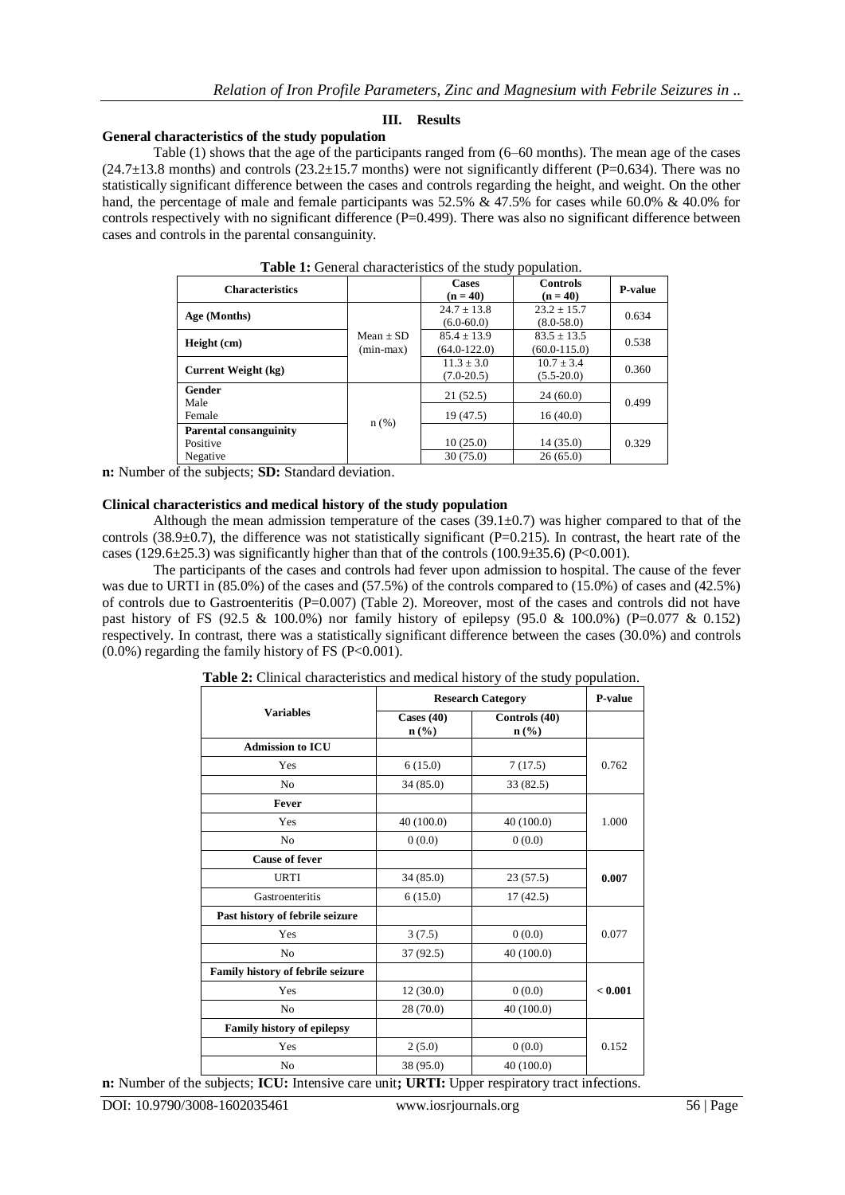## III. Results

### General characteristics of the study population

Table (1) shows that the age of the participants ranged from (6–60 months). The mean age of the cases (24.7±13.8 months) and controls (23.2±15.7 months) were not significantly different (P=0.634). There was no statistically significant difference between the cases and controls regarding the height, and weight. On the other hand, the percentage of male and female participants was 52.5% & 47.5% for cases while 60.0% & 40.0% for controls respectively with no significant difference (P=0.499). There was also no significant difference between cases and controls in the parental consanguinity.

**Table 1:** General characteristics of the study population.

| Characteristics | | Cases (n = 40) | Controls (n = 40) | P-value |
|---|---|---|---|---|
| **Age (Months)** | Mean ± SD (min-max) | 24.7 ± 13.8 (6.0-60.0) | 23.2 ± 15.7 (8.0-58.0) | 0.634 |
| **Height (cm)** | | 85.4 ± 13.9 (64.0-122.0) | 83.5 ± 13.5 (60.0-115.0) | 0.538 |
| **Current Weight (kg)** | | 11.3 ± 3.0 (7.0-20.5) | 10.7 ± 3.4 (5.5-20.0) | 0.360 |
| **Gender** | n (%) | | | |
| Male | | 21 (52.5) | 24 (60.0) | 0.499 |
| Female | | 19 (47.5) | 16 (40.0) | |
| **Parental consanguinity** | | | | |
| Positive | | 10 (25.0) | 14 (35.0) | 0.329 |
| Negative | | 30 (75.0) | 26 (65.0) | |

**n:** Number of the subjects; **SD:** Standard deviation.

### Clinical characteristics and medical history of the study population

Although the mean admission temperature of the cases (39.1±0.7) was higher compared to that of the controls (38.9±0.7), the difference was not statistically significant (P=0.215). In contrast, the heart rate of the cases (129.6±25.3) was significantly higher than that of the controls (100.9±35.6) (P<0.001).

The participants of the cases and controls had fever upon admission to hospital. The cause of the fever was due to URTI in (85.0%) of the cases and (57.5%) of the controls compared to (15.0%) of cases and (42.5%) of controls due to Gastroenteritis (P=0.007) (Table 2). Moreover, most of the cases and controls did not have past history of FS (92.5 & 100.0%) nor family history of epilepsy (95.0 & 100.0%) (P=0.077 & 0.152) respectively. In contrast, there was a statistically significant difference between the cases (30.0%) and controls (0.0%) regarding the family history of FS (P<0.001).

**Table 2:** Clinical characteristics and medical history of the study population.

| Variables | Research Category | | P-value |
|---|---|---|---|
| | Cases (40) n (%) | Controls (40) n (%) | |
| **Admission to ICU** | | | |
| Yes | 6 (15.0) | 7 (17.5) | 0.762 |
| No | 34 (85.0) | 33 (82.5) | |
| **Fever** | | | |
| Yes | 40 (100.0) | 40 (100.0) | 1.000 |
| No | 0 (0.0) | 0 (0.0) | |
| **Cause of fever** | | | |
| URTI | 34 (85.0) | 23 (57.5) | **0.007** |
| Gastroenteritis | 6 (15.0) | 17 (42.5) | |
| **Past history of febrile seizure** | | | |
| Yes | 3 (7.5) | 0 (0.0) | 0.077 |
| No | 37 (92.5) | 40 (100.0) | |
| **Family history of febrile seizure** | | | |
| Yes | 12 (30.0) | 0 (0.0) | **< 0.001** |
| No | 28 (70.0) | 40 (100.0) | |
| **Family history of epilepsy** | | | |
| Yes | 2 (5.0) | 0 (0.0) | 0.152 |
| No | 38 (95.0) | 40 (100.0) | |

**n:** Number of the subjects; **ICU:** Intensive care unit**; URTI:** Upper respiratory tract infections.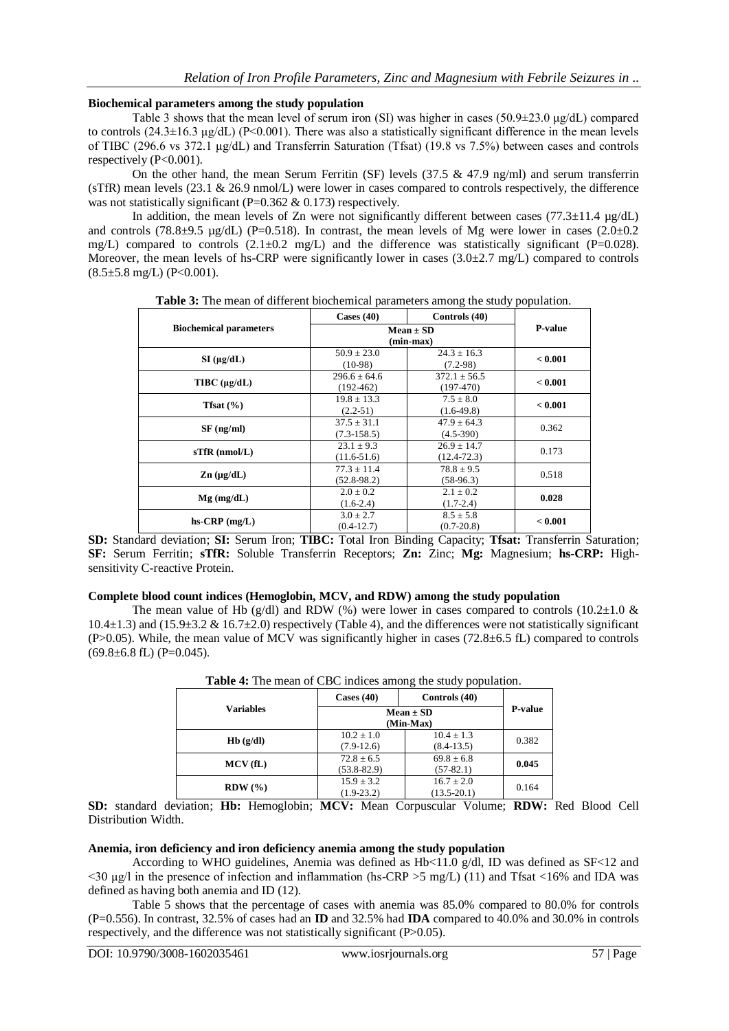**Biochemical parameters among the study population**

Table 3 shows that the mean level of serum iron (SI) was higher in cases (50.9±23.0 µg/dL) compared to controls (24.3±16.3 µg/dL) (P<0.001). There was also a statistically significant difference in the mean levels of TIBC (296.6 vs 372.1 µg/dL) and Transferrin Saturation (Tfsat) (19.8 vs 7.5%) between cases and controls respectively (P<0.001).

On the other hand, the mean Serum Ferritin (SF) levels (37.5 & 47.9 ng/ml) and serum transferrin (sTfR) mean levels (23.1 & 26.9 nmol/L) were lower in cases compared to controls respectively, the difference was not statistically significant (P=0.362 & 0.173) respectively.

In addition, the mean levels of Zn were not significantly different between cases (77.3±11.4 µg/dL) and controls (78.8±9.5 µg/dL) (P=0.518). In contrast, the mean levels of Mg were lower in cases (2.0±0.2 mg/L) compared to controls (2.1±0.2 mg/L) and the difference was statistically significant (P=0.028). Moreover, the mean levels of hs-CRP were significantly lower in cases (3.0±2.7 mg/L) compared to controls (8.5±5.8 mg/L) (P<0.001).

**Table 3:** The mean of different biochemical parameters among the study population.

| Biochemical parameters | Cases (40) | Controls (40) | P-value |
|---|---|---|---|
| | Mean ± SD (min-max) | | |
| SI (µg/dL) | 50.9 ± 23.0 (10-98) | 24.3 ± 16.3 (7.2-98) | **< 0.001** |
| TIBC (µg/dL) | 296.6 ± 64.6 (192-462) | 372.1 ± 56.5 (197-470) | **< 0.001** |
| Tfsat (%) | 19.8 ± 13.3 (2.2-51) | 7.5 ± 8.0 (1.6-49.8) | **< 0.001** |
| SF (ng/ml) | 37.5 ± 31.1 (7.3-158.5) | 47.9 ± 64.3 (4.5-390) | 0.362 |
| sTfR (nmol/L) | 23.1 ± 9.3 (11.6-51.6) | 26.9 ± 14.7 (12.4-72.3) | 0.173 |
| Zn (µg/dL) | 77.3 ± 11.4 (52.8-98.2) | 78.8 ± 9.5 (58-96.3) | 0.518 |
| Mg (mg/dL) | 2.0 ± 0.2 (1.6-2.4) | 2.1 ± 0.2 (1.7-2.4) | **0.028** |
| hs-CRP (mg/L) | 3.0 ± 2.7 (0.4-12.7) | 8.5 ± 5.8 (0.7-20.8) | **< 0.001** |

**SD:** Standard deviation; **SI:** Serum Iron; **TIBC:** Total Iron Binding Capacity; **Tfsat:** Transferrin Saturation; **SF:** Serum Ferritin; **sTfR:** Soluble Transferrin Receptors; **Zn:** Zinc; **Mg:** Magnesium; **hs-CRP:** High-sensitivity C-reactive Protein.

**Complete blood count indices (Hemoglobin, MCV, and RDW) among the study population**

The mean value of Hb (g/dl) and RDW (%) were lower in cases compared to controls (10.2±1.0 & 10.4±1.3) and (15.9±3.2 & 16.7±2.0) respectively (Table 4), and the differences were not statistically significant (P>0.05). While, the mean value of MCV was significantly higher in cases (72.8±6.5 fL) compared to controls (69.8±6.8 fL) (P=0.045).

**Table 4:** The mean of CBC indices among the study population.

| Variables | Cases (40) | Controls (40) | P-value |
|---|---|---|---|
| | Mean ± SD (Min-Max) | | |
| Hb (g/dl) | 10.2 ± 1.0 (7.9-12.6) | 10.4 ± 1.3 (8.4-13.5) | 0.382 |
| MCV (fL) | 72.8 ± 6.5 (53.8-82.9) | 69.8 ± 6.8 (57-82.1) | **0.045** |
| RDW (%) | 15.9 ± 3.2 (1.9-23.2) | 16.7 ± 2.0 (13.5-20.1) | 0.164 |

**SD:** standard deviation; **Hb:** Hemoglobin; **MCV:** Mean Corpuscular Volume; **RDW:** Red Blood Cell Distribution Width.

**Anemia, iron deficiency and iron deficiency anemia among the study population**

According to WHO guidelines, Anemia was defined as Hb<11.0 g/dl, ID was defined as SF<12 and <30 µg/l in the presence of infection and inflammation (hs-CRP >5 mg/L) (11) and Tfsat <16% and IDA was defined as having both anemia and ID (12).

Table 5 shows that the percentage of cases with anemia was 85.0% compared to 80.0% for controls (P=0.556). In contrast, 32.5% of cases had an **ID** and 32.5% had **IDA** compared to 40.0% and 30.0% in controls respectively, and the difference was not statistically significant (P>0.05).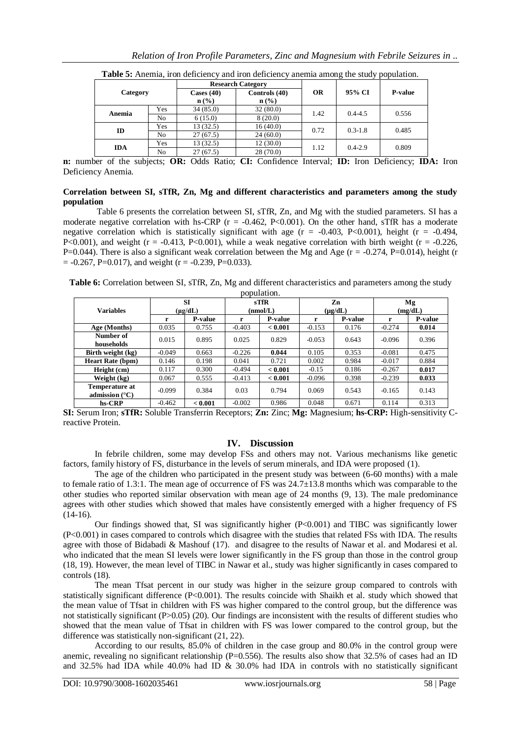**Table 5:** Anemia, iron deficiency and iron deficiency anemia among the study population.

| Category | | Research Category | | OR | 95% CI | P-value |
|---|---|---|---|---|---|---|
| | | Cases (40) n (%) | Controls (40) n (%) | | | |
| Anemia | Yes | 34 (85.0) | 32 (80.0) | 1.42 | 0.4-4.5 | 0.556 |
| | No | 6 (15.0) | 8 (20.0) | | | |
| ID | Yes | 13 (32.5) | 16 (40.0) | 0.72 | 0.3-1.8 | 0.485 |
| | No | 27 (67.5) | 24 (60.0) | | | |
| IDA | Yes | 13 (32.5) | 12 (30.0) | 1.12 | 0.4-2.9 | 0.809 |
| | No | 27 (67.5) | 28 (70.0) | | | |

**n:** number of the subjects; **OR:** Odds Ratio; **CI:** Confidence Interval; **ID:** Iron Deficiency; **IDA:** Iron Deficiency Anemia.

**Correlation between SI, sTfR, Zn, Mg and different characteristics and parameters among the study population**

Table 6 presents the correlation between SI, sTfR, Zn, and Mg with the studied parameters. SI has a moderate negative correlation with hs-CRP ($r = -0.462$, $P<0.001$). On the other hand, sTfR has a moderate negative correlation which is statistically significant with age ($r = -0.403$, $P<0.001$), height ($r = -0.494$, $P<0.001$), and weight ($r = -0.413$, $P<0.001$), while a weak negative correlation with birth weight ($r = -0.226$, $P=0.044$). There is also a significant weak correlation between the Mg and Age ($r = -0.274$, $P=0.014$), height ($r = -0.267$, $P=0.017$), and weight ($r = -0.239$, $P=0.033$).

**Table 6:** Correlation between SI, sTfR, Zn, Mg and different characteristics and parameters among the study population.

| Variables | SI (µg/dL) | | sTfR (nmol/L) | | Zn (µg/dL) | | Mg (mg/dL) | |
|---|---|---|---|---|---|---|---|---|
| | r | P-value | r | P-value | r | P-value | r | P-value |
| **Age (Months)** | 0.035 | 0.755 | -0.403 | **< 0.001** | -0.153 | 0.176 | -0.274 | **0.014** |
| **Number of households** | 0.015 | 0.895 | 0.025 | 0.829 | -0.053 | 0.643 | -0.096 | 0.396 |
| **Birth weight (kg)** | -0.049 | 0.663 | -0.226 | **0.044** | 0.105 | 0.353 | -0.081 | 0.475 |
| **Heart Rate (bpm)** | 0.146 | 0.198 | 0.041 | 0.721 | 0.002 | 0.984 | -0.017 | 0.884 |
| **Height (cm)** | 0.117 | 0.300 | -0.494 | **< 0.001** | -0.15 | 0.186 | -0.267 | **0.017** |
| **Weight (kg)** | 0.067 | 0.555 | -0.413 | **< 0.001** | -0.096 | 0.398 | -0.239 | **0.033** |
| **Temperature at admission (°C)** | -0.099 | 0.384 | 0.03 | 0.794 | 0.069 | 0.543 | -0.165 | 0.143 |
| **hs-CRP** | -0.462 | **< 0.001** | -0.002 | 0.986 | 0.048 | 0.671 | 0.114 | 0.313 |

**SI:** Serum Iron; **sTfR:** Soluble Transferrin Receptors; **Zn:** Zinc; **Mg:** Magnesium; **hs-CRP:** High-sensitivity C-reactive Protein.

## IV. Discussion

In febrile children, some may develop FSs and others may not. Various mechanisms like genetic factors, family history of FS, disturbance in the levels of serum minerals, and IDA were proposed (1).

The age of the children who participated in the present study was between (6-60 months) with a male to female ratio of 1.3:1. The mean age of occurrence of FS was 24.7±13.8 months which was comparable to the other studies who reported similar observation with mean age of 24 months (9, 13). The male predominance agrees with other studies which showed that males have consistently emerged with a higher frequency of FS (14-16).

Our findings showed that, SI was significantly higher ($P<0.001$) and TIBC was significantly lower ($P<0.001$) in cases compared to controls which disagree with the studies that related FSs with IDA. The results agree with those of Bidabadi & Mashouf (17). and disagree to the results of Nawar et al. and Modaresi et al. who indicated that the mean SI levels were lower significantly in the FS group than those in the control group (18, 19). However, the mean level of TIBC in Nawar et al., study was higher significantly in cases compared to controls (18).

The mean Tfsat percent in our study was higher in the seizure group compared to controls with statistically significant difference ($P<0.001$). The results coincide with Shaikh et al. study which showed that the mean value of Tfsat in children with FS was higher compared to the control group, but the difference was not statistically significant ($P>0.05$) (20). Our findings are inconsistent with the results of different studies who showed that the mean value of Tfsat in children with FS was lower compared to the control group, but the difference was statistically non-significant (21, 22).

According to our results, 85.0% of children in the case group and 80.0% in the control group were anemic, revealing no significant relationship ($P=0.556$). The results also show that 32.5% of cases had an ID and 32.5% had IDA while 40.0% had ID & 30.0% had IDA in controls with no statistically significant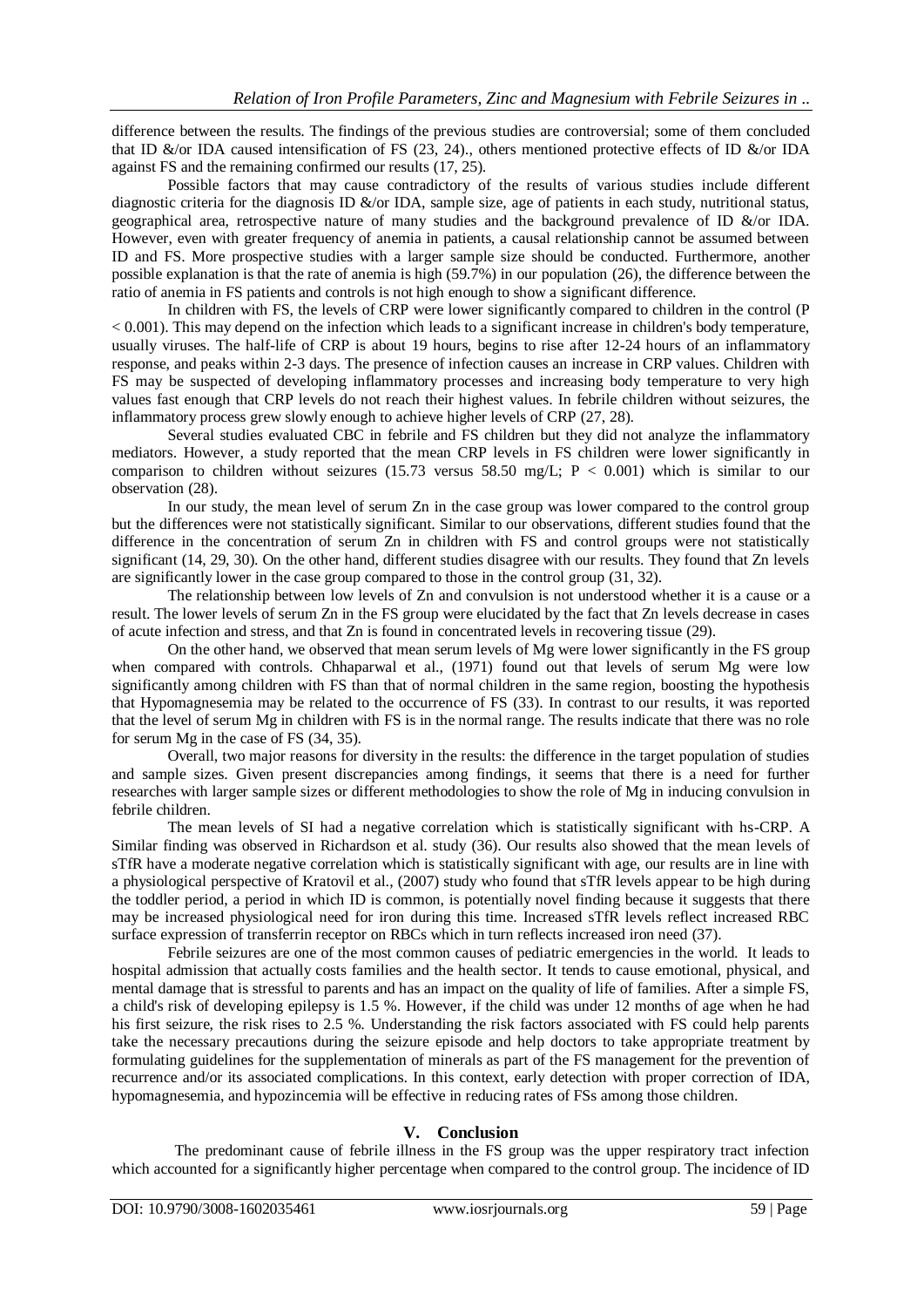difference between the results. The findings of the previous studies are controversial; some of them concluded that ID &/or IDA caused intensification of FS (23, 24)., others mentioned protective effects of ID &/or IDA against FS and the remaining confirmed our results (17, 25).

Possible factors that may cause contradictory of the results of various studies include different diagnostic criteria for the diagnosis ID &/or IDA, sample size, age of patients in each study, nutritional status, geographical area, retrospective nature of many studies and the background prevalence of ID &/or IDA. However, even with greater frequency of anemia in patients, a causal relationship cannot be assumed between ID and FS. More prospective studies with a larger sample size should be conducted. Furthermore, another possible explanation is that the rate of anemia is high (59.7%) in our population (26), the difference between the ratio of anemia in FS patients and controls is not high enough to show a significant difference.

In children with FS, the levels of CRP were lower significantly compared to children in the control ($P < 0.001$). This may depend on the infection which leads to a significant increase in children's body temperature, usually viruses. The half-life of CRP is about 19 hours, begins to rise after 12-24 hours of an inflammatory response, and peaks within 2-3 days. The presence of infection causes an increase in CRP values. Children with FS may be suspected of developing inflammatory processes and increasing body temperature to very high values fast enough that CRP levels do not reach their highest values. In febrile children without seizures, the inflammatory process grew slowly enough to achieve higher levels of CRP (27, 28).

Several studies evaluated CBC in febrile and FS children but they did not analyze the inflammatory mediators. However, a study reported that the mean CRP levels in FS children were lower significantly in comparison to children without seizures (15.73 versus 58.50 mg/L; $P < 0.001$) which is similar to our observation (28).

In our study, the mean level of serum Zn in the case group was lower compared to the control group but the differences were not statistically significant. Similar to our observations, different studies found that the difference in the concentration of serum Zn in children with FS and control groups were not statistically significant (14, 29, 30). On the other hand, different studies disagree with our results. They found that Zn levels are significantly lower in the case group compared to those in the control group (31, 32).

The relationship between low levels of Zn and convulsion is not understood whether it is a cause or a result. The lower levels of serum Zn in the FS group were elucidated by the fact that Zn levels decrease in cases of acute infection and stress, and that Zn is found in concentrated levels in recovering tissue (29).

On the other hand, we observed that mean serum levels of Mg were lower significantly in the FS group when compared with controls. Chhaparwal et al., (1971) found out that levels of serum Mg were low significantly among children with FS than that of normal children in the same region, boosting the hypothesis that Hypomagnesemia may be related to the occurrence of FS (33). In contrast to our results, it was reported that the level of serum Mg in children with FS is in the normal range. The results indicate that there was no role for serum Mg in the case of FS (34, 35).

Overall, two major reasons for diversity in the results: the difference in the target population of studies and sample sizes. Given present discrepancies among findings, it seems that there is a need for further researches with larger sample sizes or different methodologies to show the role of Mg in inducing convulsion in febrile children.

The mean levels of SI had a negative correlation which is statistically significant with hs-CRP. A Similar finding was observed in Richardson et al. study (36). Our results also showed that the mean levels of sTfR have a moderate negative correlation which is statistically significant with age, our results are in line with a physiological perspective of Kratovil et al., (2007) study who found that sTfR levels appear to be high during the toddler period, a period in which ID is common, is potentially novel finding because it suggests that there may be increased physiological need for iron during this time. Increased sTfR levels reflect increased RBC surface expression of transferrin receptor on RBCs which in turn reflects increased iron need (37).

Febrile seizures are one of the most common causes of pediatric emergencies in the world. It leads to hospital admission that actually costs families and the health sector. It tends to cause emotional, physical, and mental damage that is stressful to parents and has an impact on the quality of life of families. After a simple FS, a child's risk of developing epilepsy is 1.5 %. However, if the child was under 12 months of age when he had his first seizure, the risk rises to 2.5 %. Understanding the risk factors associated with FS could help parents take the necessary precautions during the seizure episode and help doctors to take appropriate treatment by formulating guidelines for the supplementation of minerals as part of the FS management for the prevention of recurrence and/or its associated complications. In this context, early detection with proper correction of IDA, hypomagnesemia, and hypozincemia will be effective in reducing rates of FSs among those children.

## V. Conclusion

The predominant cause of febrile illness in the FS group was the upper respiratory tract infection which accounted for a significantly higher percentage when compared to the control group. The incidence of ID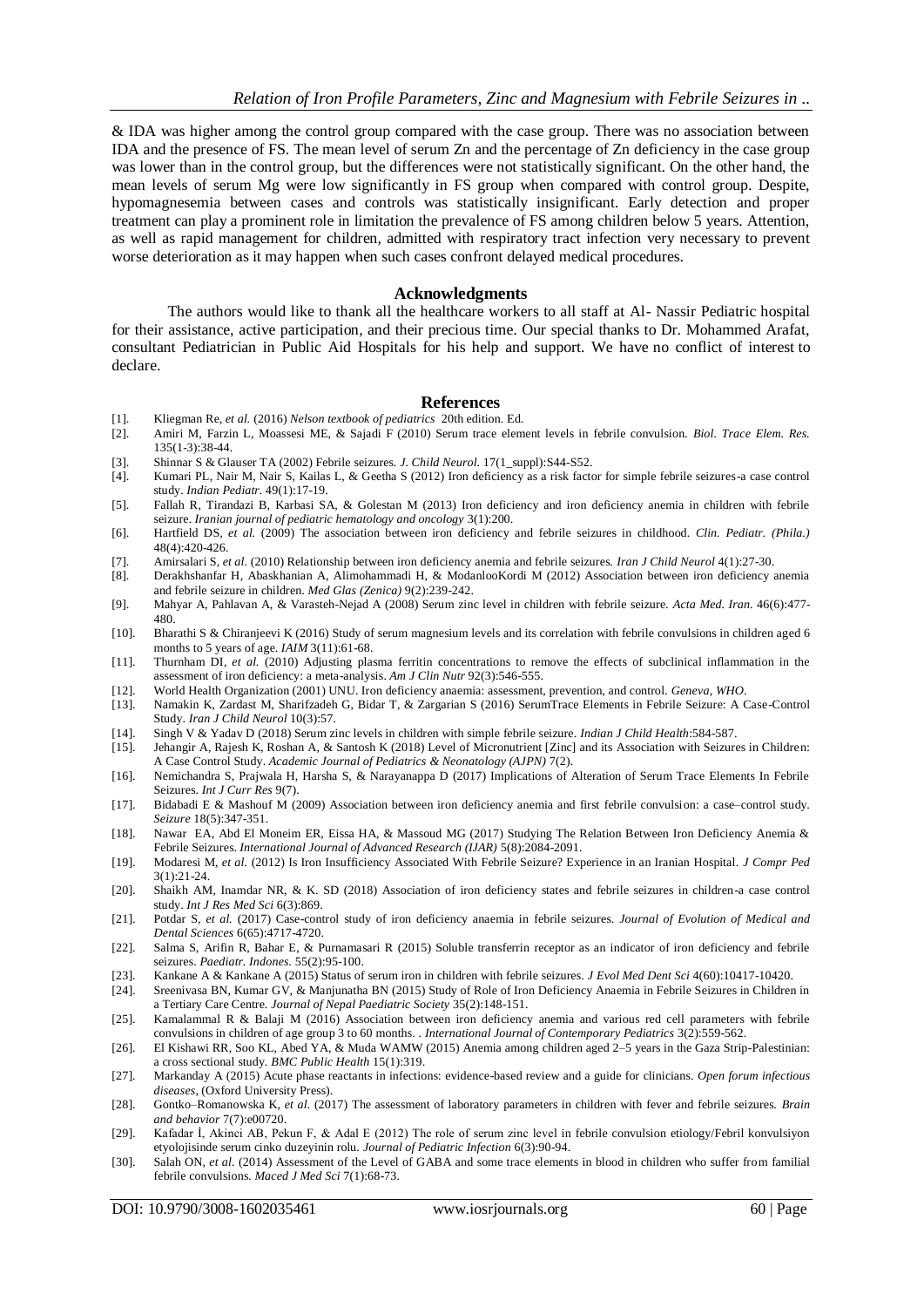& IDA was higher among the control group compared with the case group. There was no association between IDA and the presence of FS. The mean level of serum Zn and the percentage of Zn deficiency in the case group was lower than in the control group, but the differences were not statistically significant. On the other hand, the mean levels of serum Mg were low significantly in FS group when compared with control group. Despite, hypomagnesemia between cases and controls was statistically insignificant. Early detection and proper treatment can play a prominent role in limitation the prevalence of FS among children below 5 years. Attention, as well as rapid management for children, admitted with respiratory tract infection very necessary to prevent worse deterioration as it may happen when such cases confront delayed medical procedures.

## Acknowledgments

The authors would like to thank all the healthcare workers to all staff at Al- Nassir Pediatric hospital for their assistance, active participation, and their precious time. Our special thanks to Dr. Mohammed Arafat, consultant Pediatrician in Public Aid Hospitals for his help and support. We have no conflict of interest to declare.

## References

[1]. Kliegman Re, *et al.* (2016) *Nelson textbook of pediatrics* 20th edition. Ed.

[2]. Amiri M, Farzin L, Moassesi ME, & Sajadi F (2010) Serum trace element levels in febrile convulsion. *Biol. Trace Elem. Res.* 135(1-3):38-44.

[3]. Shinnar S & Glauser TA (2002) Febrile seizures. *J. Child Neurol.* 17(1_suppl):S44-S52.

[4]. Kumari PL, Nair M, Nair S, Kailas L, & Geetha S (2012) Iron deficiency as a risk factor for simple febrile seizures-a case control study. *Indian Pediatr.* 49(1):17-19.

[5]. Fallah R, Tirandazi B, Karbasi SA, & Golestan M (2013) Iron deficiency and iron deficiency anemia in children with febrile seizure. *Iranian journal of pediatric hematology and oncology* 3(1):200.

[6]. Hartfield DS, *et al.* (2009) The association between iron deficiency and febrile seizures in childhood. *Clin. Pediatr. (Phila.)* 48(4):420-426.

[7]. Amirsalari S, *et al.* (2010) Relationship between iron deficiency anemia and febrile seizures. *Iran J Child Neurol* 4(1):27-30.

[8]. Derakhshanfar H, Abaskhanian A, Alimohammadi H, & ModanlooKordi M (2012) Association between iron deficiency anemia and febrile seizure in children. *Med Glas (Zenica)* 9(2):239-242.

[9]. Mahyar A, Pahlavan A, & Varasteh-Nejad A (2008) Serum zinc level in children with febrile seizure. *Acta Med. Iran.* 46(6):477-480.

[10]. Bharathi S & Chiranjeevi K (2016) Study of serum magnesium levels and its correlation with febrile convulsions in children aged 6 months to 5 years of age. *IAIM* 3(11):61-68.

[11]. Thurnham DI, *et al.* (2010) Adjusting plasma ferritin concentrations to remove the effects of subclinical inflammation in the assessment of iron deficiency: a meta-analysis. *Am J Clin Nutr* 92(3):546-555.

[12]. World Health Organization (2001) UNU. Iron deficiency anaemia: assessment, prevention, and control. *Geneva, WHO*.

[13]. Namakin K, Zardast M, Sharifzadeh G, Bidar T, & Zargarian S (2016) SerumTrace Elements in Febrile Seizure: A Case-Control Study. *Iran J Child Neurol* 10(3):57.

[14]. Singh V & Yadav D (2018) Serum zinc levels in children with simple febrile seizure. *Indian J Child Health*:584-587.

[15]. Jehangir A, Rajesh K, Roshan A, & Santosh K (2018) Level of Micronutrient [Zinc] and its Association with Seizures in Children: A Case Control Study. *Academic Journal of Pediatrics & Neonatology (AJPN)* 7(2).

[16]. Nemichandra S, Prajwala H, Harsha S, & Narayanappa D (2017) Implications of Alteration of Serum Trace Elements In Febrile Seizures. *Int J Curr Res* 9(7).

[17]. Bidabadi E & Mashouf M (2009) Association between iron deficiency anemia and first febrile convulsion: a case–control study. *Seizure* 18(5):347-351.

[18]. Nawar EA, Abd El Moneim ER, Eissa HA, & Massoud MG (2017) Studying The Relation Between Iron Deficiency Anemia & Febrile Seizures. *International Journal of Advanced Research (IJAR)* 5(8):2084-2091.

[19]. Modaresi M, *et al.* (2012) Is Iron Insufficiency Associated With Febrile Seizure? Experience in an Iranian Hospital. *J Compr Ped* 3(1):21-24.

[20]. Shaikh AM, Inamdar NR, & K. SD (2018) Association of iron deficiency states and febrile seizures in children-a case control study. *Int J Res Med Sci* 6(3):869.

[21]. Potdar S, *et al.* (2017) Case-control study of iron deficiency anaemia in febrile seizures. *Journal of Evolution of Medical and Dental Sciences* 6(65):4717-4720.

[22]. Salma S, Arifin R, Bahar E, & Purnamasari R (2015) Soluble transferrin receptor as an indicator of iron deficiency and febrile seizures. *Paediatr. Indones.* 55(2):95-100.

[23]. Kankane A & Kankane A (2015) Status of serum iron in children with febrile seizures. *J Evol Med Dent Sci* 4(60):10417-10420.

[24]. Sreenivasa BN, Kumar GV, & Manjunatha BN (2015) Study of Role of Iron Deficiency Anaemia in Febrile Seizures in Children in a Tertiary Care Centre. *Journal of Nepal Paediatric Society* 35(2):148-151.

[25]. Kamalammal R & Balaji M (2016) Association between iron deficiency anemia and various red cell parameters with febrile convulsions in children of age group 3 to 60 months. . *International Journal of Contemporary Pediatrics* 3(2):559-562.

[26]. El Kishawi RR, Soo KL, Abed YA, & Muda WAMW (2015) Anemia among children aged 2–5 years in the Gaza Strip-Palestinian: a cross sectional study. *BMC Public Health* 15(1):319.

[27]. Markanday A (2015) Acute phase reactants in infections: evidence-based review and a guide for clinicians. *Open forum infectious diseases*, (Oxford University Press).

[28]. Gontko–Romanowska K, *et al.* (2017) The assessment of laboratory parameters in children with fever and febrile seizures. *Brain and behavior* 7(7):e00720.

[29]. Kafadar İ, Akinci AB, Pekun F, & Adal E (2012) The role of serum zinc level in febrile convulsion etiology/Febril konvulsiyon etyolojisinde serum cinko duzeyinin rolu. *Journal of Pediatric Infection* 6(3):90-94.

[30]. Salah ON, *et al.* (2014) Assessment of the Level of GABA and some trace elements in blood in children who suffer from familial febrile convulsions. *Maced J Med Sci* 7(1):68-73.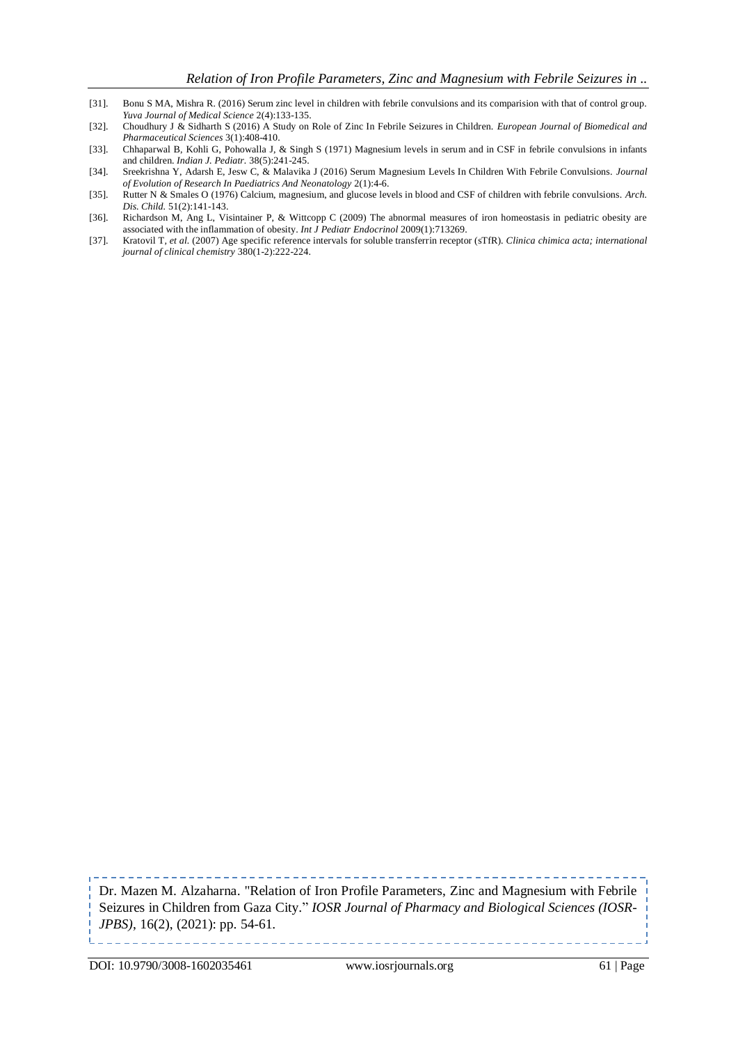[31]. Bonu S MA, Mishra R. (2016) Serum zinc level in children with febrile convulsions and its comparision with that of control group. *Yuva Journal of Medical Science* 2(4):133-135.

[32]. Choudhury J & Sidharth S (2016) A Study on Role of Zinc In Febrile Seizures in Children. *European Journal of Biomedical and Pharmaceutical Sciences* 3(1):408-410.

[33]. Chhaparwal B, Kohli G, Pohowalla J, & Singh S (1971) Magnesium levels in serum and in CSF in febrile convulsions in infants and children. *Indian J. Pediatr.* 38(5):241-245.

[34]. Sreekrishna Y, Adarsh E, Jesw C, & Malavika J (2016) Serum Magnesium Levels In Children With Febrile Convulsions. *Journal of Evolution of Research In Paediatrics And Neonatology* 2(1):4-6.

[35]. Rutter N & Smales O (1976) Calcium, magnesium, and glucose levels in blood and CSF of children with febrile convulsions. *Arch. Dis. Child.* 51(2):141-143.

[36]. Richardson M, Ang L, Visintainer P, & Wittcopp C (2009) The abnormal measures of iron homeostasis in pediatric obesity are associated with the inflammation of obesity. *Int J Pediatr Endocrinol* 2009(1):713269.

[37]. Kratovil T, *et al.* (2007) Age specific reference intervals for soluble transferrin receptor (sTfR). *Clinica chimica acta; international journal of clinical chemistry* 380(1-2):222-224.

Dr. Mazen M. Alzaharna. "Relation of Iron Profile Parameters, Zinc and Magnesium with Febrile Seizures in Children from Gaza City." *IOSR Journal of Pharmacy and Biological Sciences (IOSR-JPBS)*, 16(2), (2021): pp. 54-61.